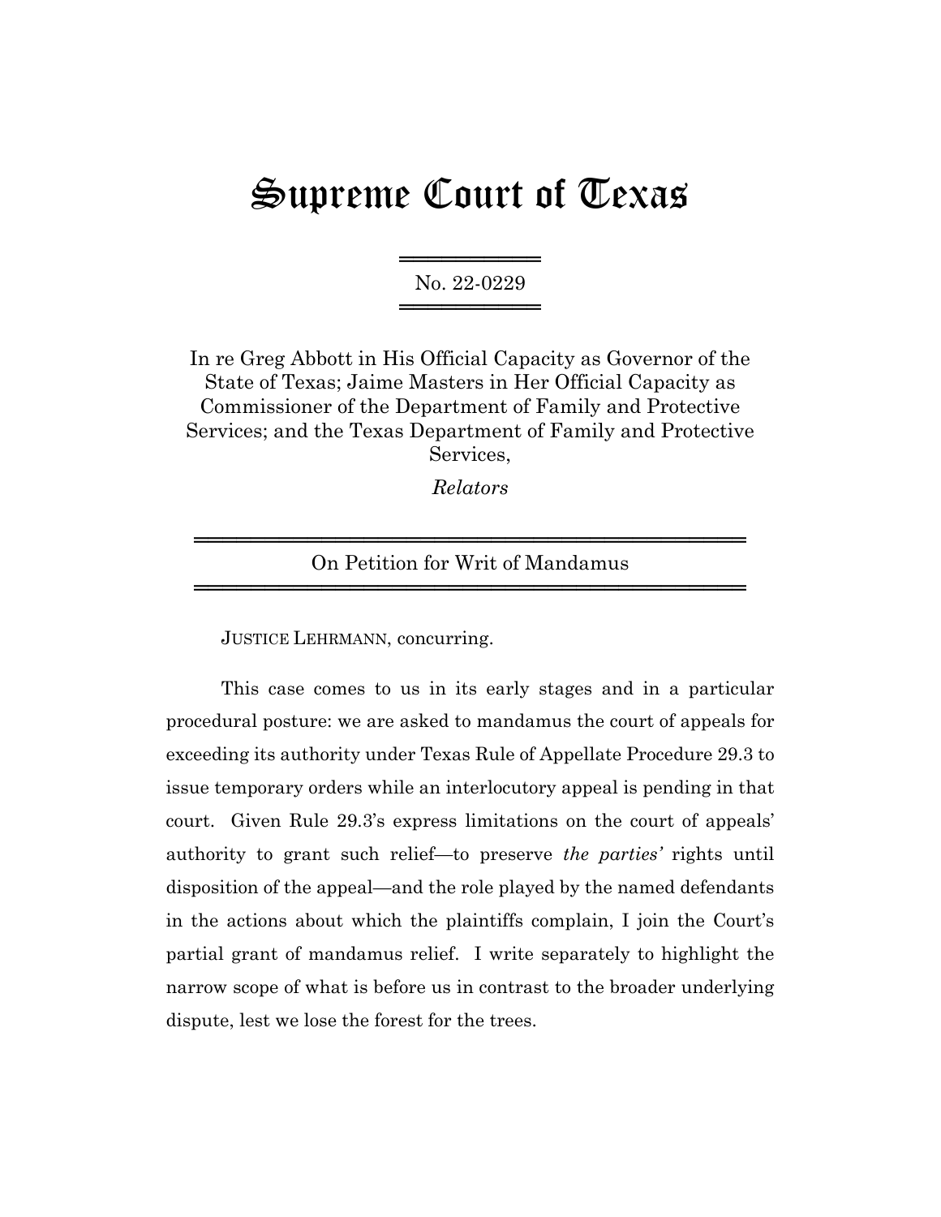# Supreme Court of Texas

No. 22-0229

In re Greg Abbott in His Official Capacity as Governor of the State of Texas; Jaime Masters in Her Official Capacity as Commissioner of the Department of Family and Protective Services; and the Texas Department of Family and Protective Services,

*Relators*

On Petition for Writ of Mandamus

JUSTICE LEHRMANN, concurring.

This case comes to us in its early stages and in a particular procedural posture: we are asked to mandamus the court of appeals for exceeding its authority under Texas Rule of Appellate Procedure 29.3 to issue temporary orders while an interlocutory appeal is pending in that court. Given Rule 29.3's express limitations on the court of appeals' authority to grant such relief—to preserve *the parties'* rights until disposition of the appeal—and the role played by the named defendants in the actions about which the plaintiffs complain, I join the Court's partial grant of mandamus relief. I write separately to highlight the narrow scope of what is before us in contrast to the broader underlying dispute, lest we lose the forest for the trees.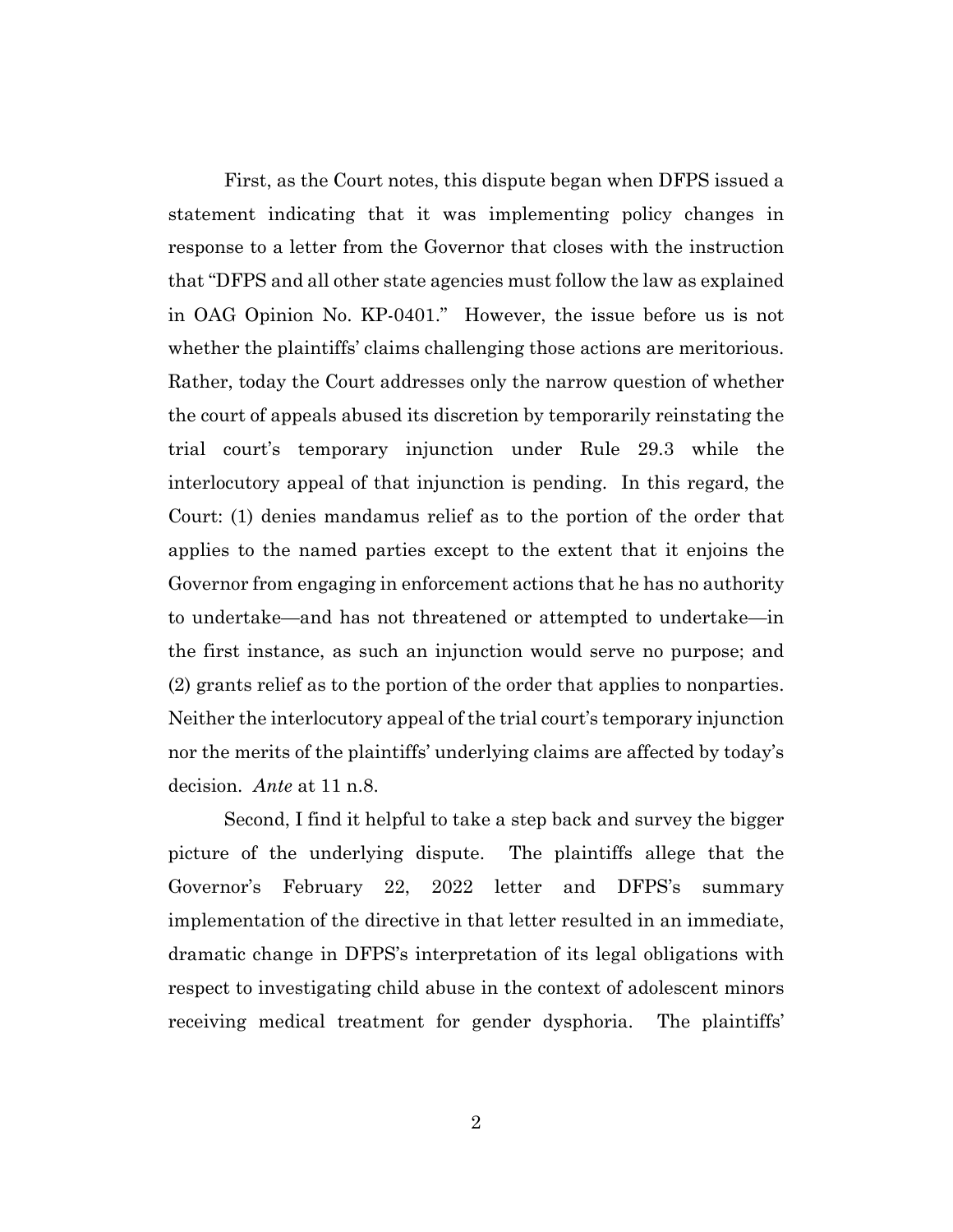First, as the Court notes, this dispute began when DFPS issued a statement indicating that it was implementing policy changes in response to a letter from the Governor that closes with the instruction that "DFPS and all other state agencies must follow the law as explained in OAG Opinion No. KP-0401." However, the issue before us is not whether the plaintiffs' claims challenging those actions are meritorious. Rather, today the Court addresses only the narrow question of whether the court of appeals abused its discretion by temporarily reinstating the trial court's temporary injunction under Rule 29.3 while the interlocutory appeal of that injunction is pending. In this regard, the Court: (1) denies mandamus relief as to the portion of the order that applies to the named parties except to the extent that it enjoins the Governor from engaging in enforcement actions that he has no authority to undertake—and has not threatened or attempted to undertake—in the first instance, as such an injunction would serve no purpose; and (2) grants relief as to the portion of the order that applies to nonparties. Neither the interlocutory appeal of the trial court's temporary injunction nor the merits of the plaintiffs' underlying claims are affected by today's decision. *Ante* at 11 n.8.

Second, I find it helpful to take a step back and survey the bigger picture of the underlying dispute. The plaintiffs allege that the Governor's February 22, 2022 letter and DFPS's summary implementation of the directive in that letter resulted in an immediate, dramatic change in DFPS's interpretation of its legal obligations with respect to investigating child abuse in the context of adolescent minors receiving medical treatment for gender dysphoria. The plaintiffs'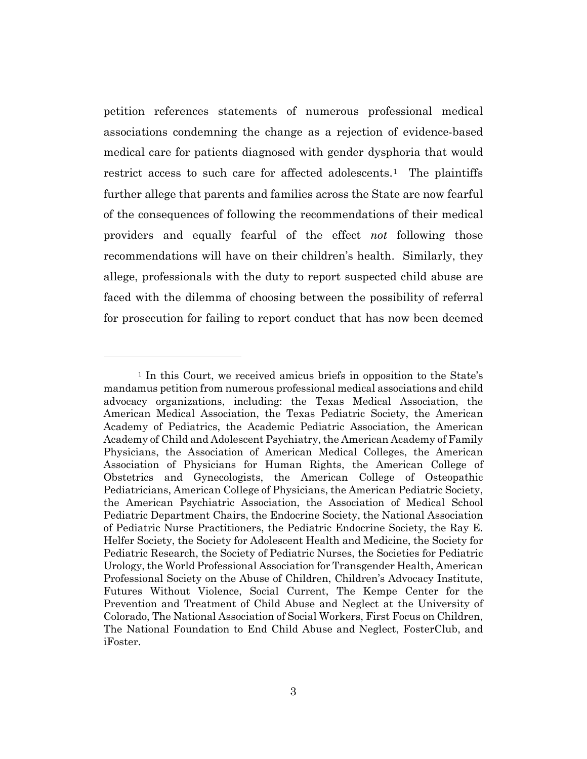petition references statements of numerous professional medical associations condemning the change as a rejection of evidence-based medical care for patients diagnosed with gender dysphoria that would restrict access to such care for affected adolescents.[1] The plaintiffs further allege that parents and families across the State are now fearful of the consequences of following the recommendations of their medical providers and equally fearful of the effect *not* following those recommendations will have on their children's health. Similarly, they allege, professionals with the duty to report suspected child abuse are faced with the dilemma of choosing between the possibility of referral for prosecution for failing to report conduct that has now been deemed

---

[1] In this Court, we received amicus briefs in opposition to the State's mandamus petition from numerous professional medical associations and child advocacy organizations, including: the Texas Medical Association, the American Medical Association, the Texas Pediatric Society, the American Academy of Pediatrics, the Academic Pediatric Association, the American Academy of Child and Adolescent Psychiatry, the American Academy of Family Physicians, the Association of American Medical Colleges, the American Association of Physicians for Human Rights, the American College of Obstetrics and Gynecologists, the American College of Osteopathic Pediatricians, American College of Physicians, the American Pediatric Society, the American Psychiatric Association, the Association of Medical School Pediatric Department Chairs, the Endocrine Society, the National Association of Pediatric Nurse Practitioners, the Pediatric Endocrine Society, the Ray E. Helfer Society, the Society for Adolescent Health and Medicine, the Society for Pediatric Research, the Society of Pediatric Nurses, the Societies for Pediatric Urology, the World Professional Association for Transgender Health, American Professional Society on the Abuse of Children, Children's Advocacy Institute, Futures Without Violence, Social Current, The Kempe Center for the Prevention and Treatment of Child Abuse and Neglect at the University of Colorado, The National Association of Social Workers, First Focus on Children, The National Foundation to End Child Abuse and Neglect, FosterClub, and iFoster.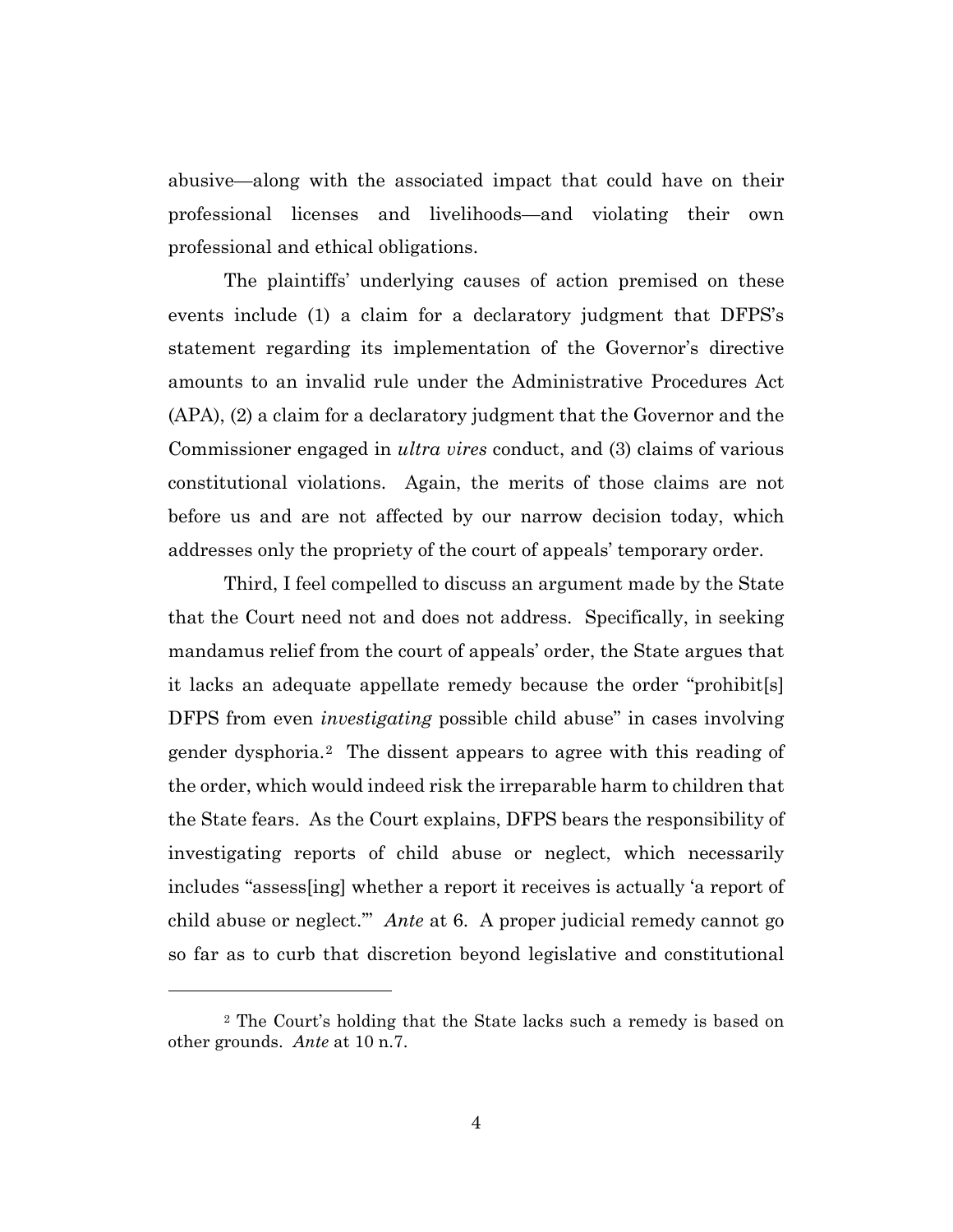abusive—along with the associated impact that could have on their professional licenses and livelihoods—and violating their own professional and ethical obligations.

The plaintiffs' underlying causes of action premised on these events include (1) a claim for a declaratory judgment that DFPS's statement regarding its implementation of the Governor's directive amounts to an invalid rule under the Administrative Procedures Act (APA), (2) a claim for a declaratory judgment that the Governor and the Commissioner engaged in *ultra vires* conduct, and (3) claims of various constitutional violations. Again, the merits of those claims are not before us and are not affected by our narrow decision today, which addresses only the propriety of the court of appeals' temporary order.

Third, I feel compelled to discuss an argument made by the State that the Court need not and does not address. Specifically, in seeking mandamus relief from the court of appeals' order, the State argues that it lacks an adequate appellate remedy because the order "prohibit[s] DFPS from even *investigating* possible child abuse" in cases involving gender dysphoria.[2] The dissent appears to agree with this reading of the order, which would indeed risk the irreparable harm to children that the State fears. As the Court explains, DFPS bears the responsibility of investigating reports of child abuse or neglect, which necessarily includes "assess[ing] whether a report it receives is actually 'a report of child abuse or neglect.'" *Ante* at 6. A proper judicial remedy cannot go so far as to curb that discretion beyond legislative and constitutional

---

[2] The Court's holding that the State lacks such a remedy is based on other grounds. *Ante* at 10 n.7.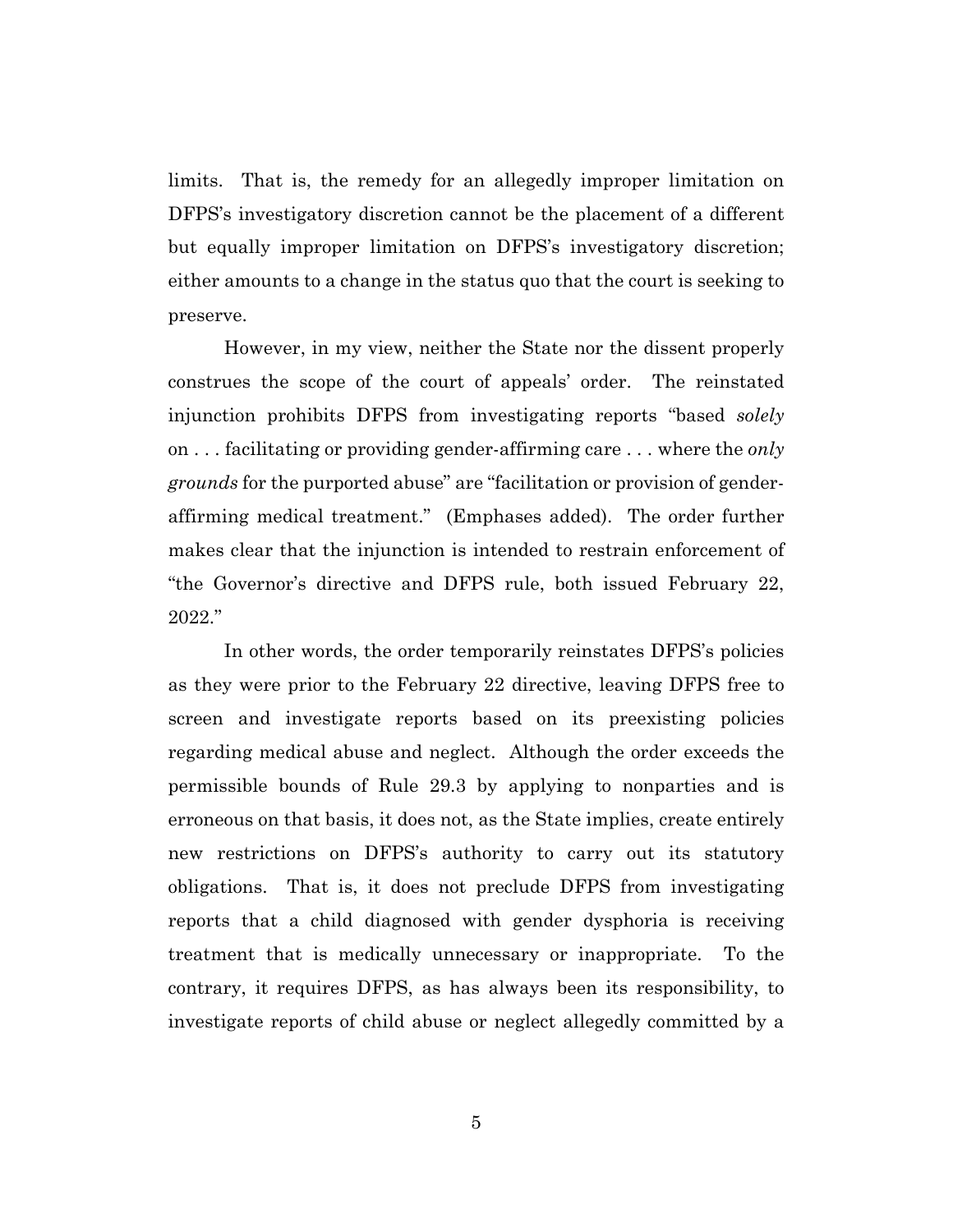limits. That is, the remedy for an allegedly improper limitation on DFPS's investigatory discretion cannot be the placement of a different but equally improper limitation on DFPS's investigatory discretion; either amounts to a change in the status quo that the court is seeking to preserve.

However, in my view, neither the State nor the dissent properly construes the scope of the court of appeals' order. The reinstated injunction prohibits DFPS from investigating reports "based *solely* on . . . facilitating or providing gender-affirming care . . . where the *only grounds* for the purported abuse" are "facilitation or provision of gender-affirming medical treatment." (Emphases added). The order further makes clear that the injunction is intended to restrain enforcement of "the Governor's directive and DFPS rule, both issued February 22, 2022."

In other words, the order temporarily reinstates DFPS's policies as they were prior to the February 22 directive, leaving DFPS free to screen and investigate reports based on its preexisting policies regarding medical abuse and neglect. Although the order exceeds the permissible bounds of Rule 29.3 by applying to nonparties and is erroneous on that basis, it does not, as the State implies, create entirely new restrictions on DFPS's authority to carry out its statutory obligations. That is, it does not preclude DFPS from investigating reports that a child diagnosed with gender dysphoria is receiving treatment that is medically unnecessary or inappropriate. To the contrary, it requires DFPS, as has always been its responsibility, to investigate reports of child abuse or neglect allegedly committed by a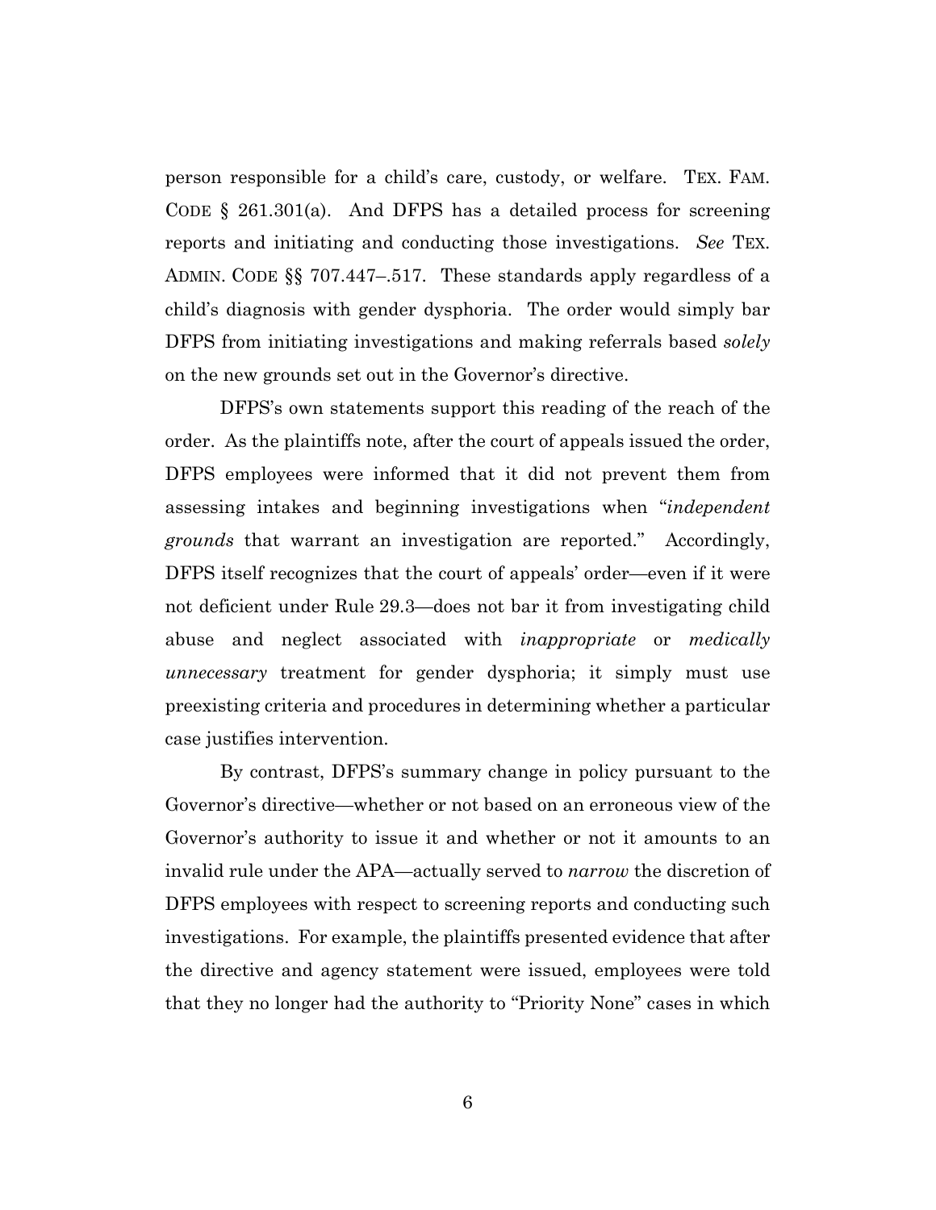person responsible for a child's care, custody, or welfare. TEX. FAM. CODE § 261.301(a). And DFPS has a detailed process for screening reports and initiating and conducting those investigations. *See* TEX. ADMIN. CODE §§ 707.447–.517. These standards apply regardless of a child's diagnosis with gender dysphoria. The order would simply bar DFPS from initiating investigations and making referrals based *solely* on the new grounds set out in the Governor's directive.

DFPS's own statements support this reading of the reach of the order. As the plaintiffs note, after the court of appeals issued the order, DFPS employees were informed that it did not prevent them from assessing intakes and beginning investigations when "*independent grounds* that warrant an investigation are reported." Accordingly, DFPS itself recognizes that the court of appeals' order—even if it were not deficient under Rule 29.3—does not bar it from investigating child abuse and neglect associated with *inappropriate* or *medically unnecessary* treatment for gender dysphoria; it simply must use preexisting criteria and procedures in determining whether a particular case justifies intervention.

By contrast, DFPS's summary change in policy pursuant to the Governor's directive—whether or not based on an erroneous view of the Governor's authority to issue it and whether or not it amounts to an invalid rule under the APA—actually served to *narrow* the discretion of DFPS employees with respect to screening reports and conducting such investigations. For example, the plaintiffs presented evidence that after the directive and agency statement were issued, employees were told that they no longer had the authority to "Priority None" cases in which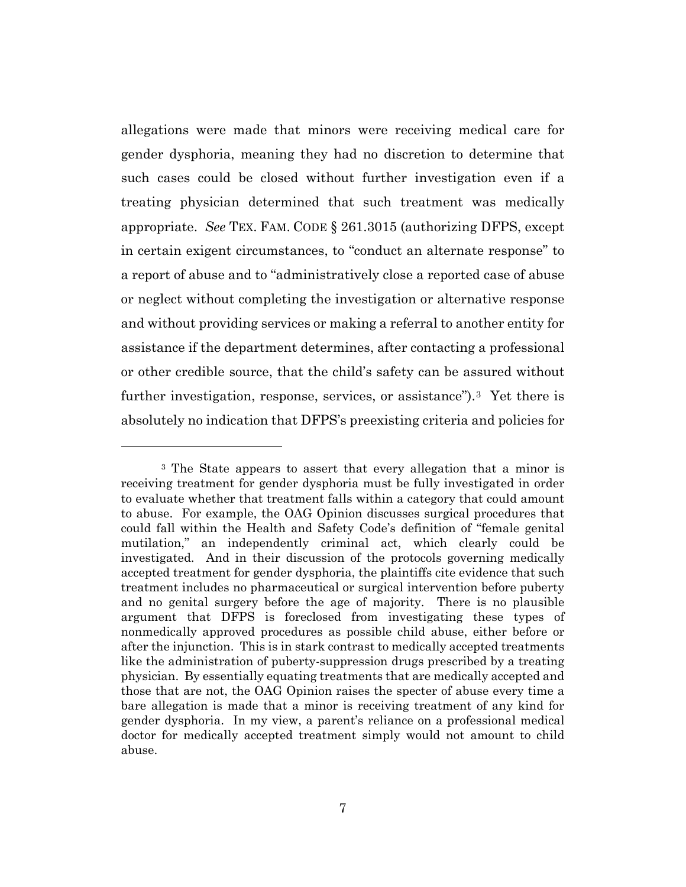allegations were made that minors were receiving medical care for gender dysphoria, meaning they had no discretion to determine that such cases could be closed without further investigation even if a treating physician determined that such treatment was medically appropriate. *See* TEX. FAM. CODE § 261.3015 (authorizing DFPS, except in certain exigent circumstances, to "conduct an alternate response" to a report of abuse and to "administratively close a reported case of abuse or neglect without completing the investigation or alternative response and without providing services or making a referral to another entity for assistance if the department determines, after contacting a professional or other credible source, that the child's safety can be assured without further investigation, response, services, or assistance").[3] Yet there is absolutely no indication that DFPS's preexisting criteria and policies for

---

[3] The State appears to assert that every allegation that a minor is receiving treatment for gender dysphoria must be fully investigated in order to evaluate whether that treatment falls within a category that could amount to abuse. For example, the OAG Opinion discusses surgical procedures that could fall within the Health and Safety Code's definition of "female genital mutilation," an independently criminal act, which clearly could be investigated. And in their discussion of the protocols governing medically accepted treatment for gender dysphoria, the plaintiffs cite evidence that such treatment includes no pharmaceutical or surgical intervention before puberty and no genital surgery before the age of majority. There is no plausible argument that DFPS is foreclosed from investigating these types of nonmedically approved procedures as possible child abuse, either before or after the injunction. This is in stark contrast to medically accepted treatments like the administration of puberty-suppression drugs prescribed by a treating physician. By essentially equating treatments that are medically accepted and those that are not, the OAG Opinion raises the specter of abuse every time a bare allegation is made that a minor is receiving treatment of any kind for gender dysphoria. In my view, a parent's reliance on a professional medical doctor for medically accepted treatment simply would not amount to child abuse.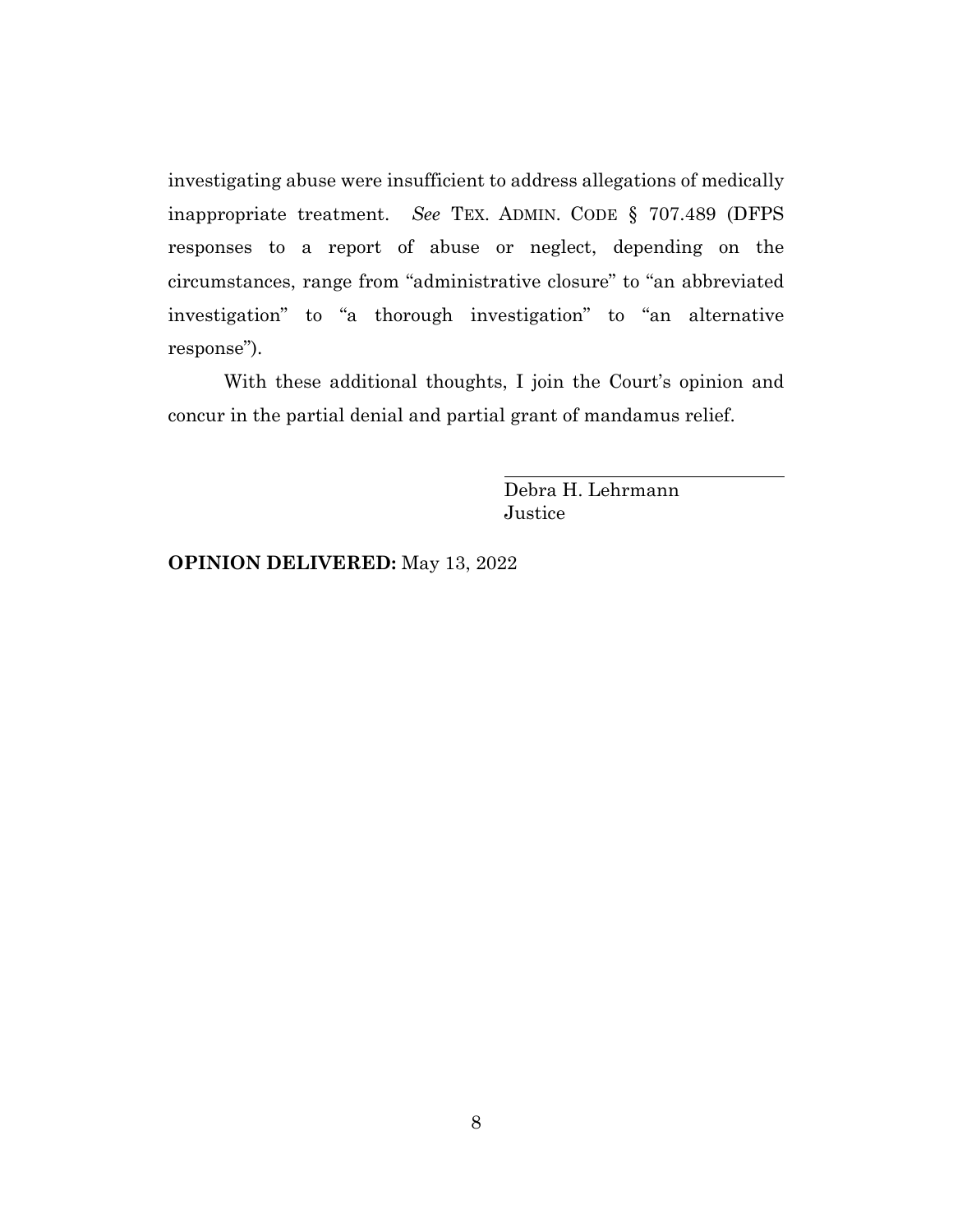investigating abuse were insufficient to address allegations of medically inappropriate treatment. *See* TEX. ADMIN. CODE § 707.489 (DFPS responses to a report of abuse or neglect, depending on the circumstances, range from "administrative closure" to "an abbreviated investigation" to "a thorough investigation" to "an alternative response").

With these additional thoughts, I join the Court's opinion and concur in the partial denial and partial grant of mandamus relief.

Debra H. Lehrmann
Justice

**OPINION DELIVERED:** May 13, 2022